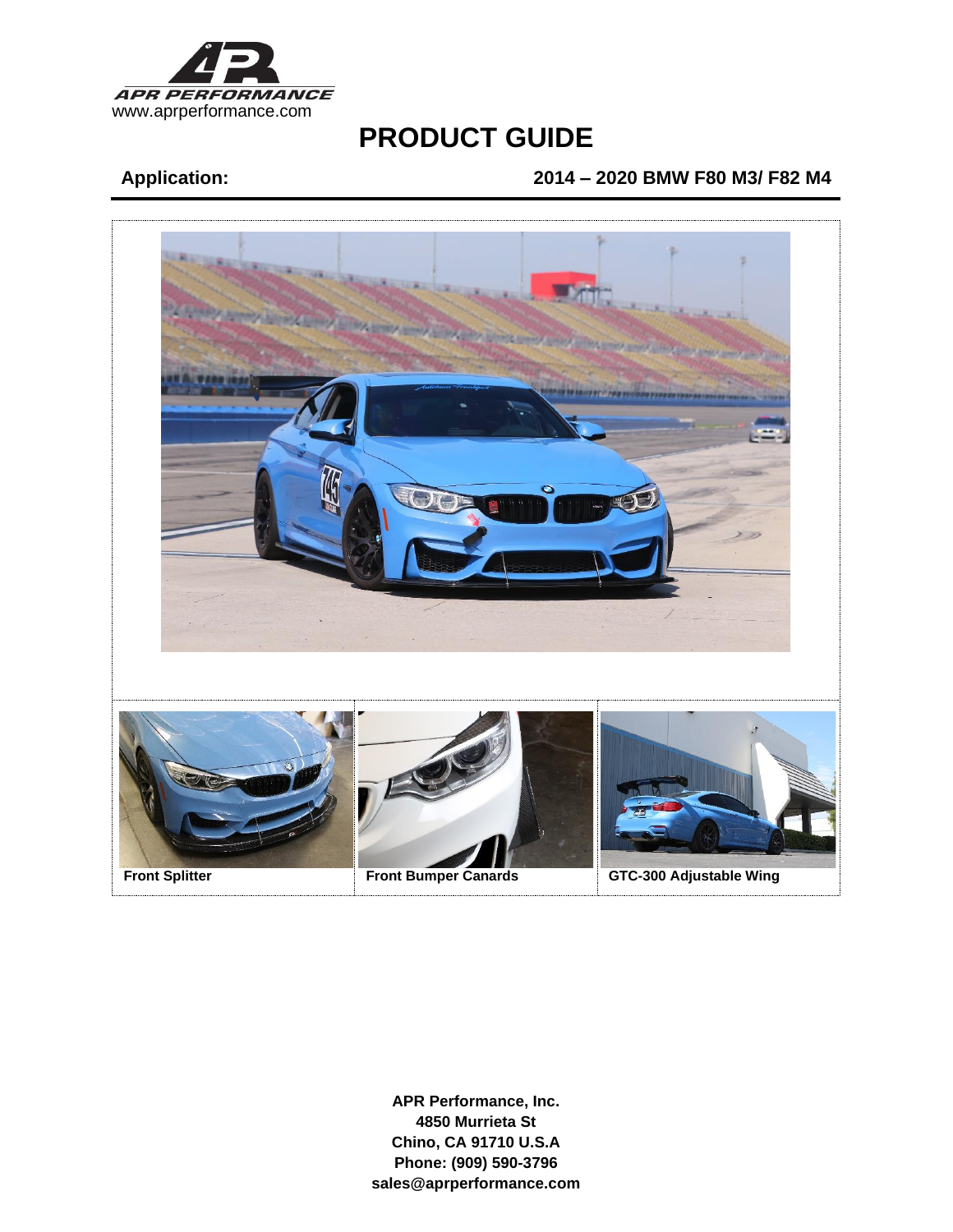**APR PERFORMANCE**
www.aprperformance.com

# PRODUCT GUIDE

**Application:** **2014 – 2020 BMW F80 M3/ F82 M4**

**Front Splitter**

**Front Bumper Canards**

**GTC-300 Adjustable Wing**

**APR Performance, Inc.**
**4850 Murrieta St**
**Chino, CA 91710 U.S.A**
**Phone: (909) 590-3796**
**sales@aprperformance.com**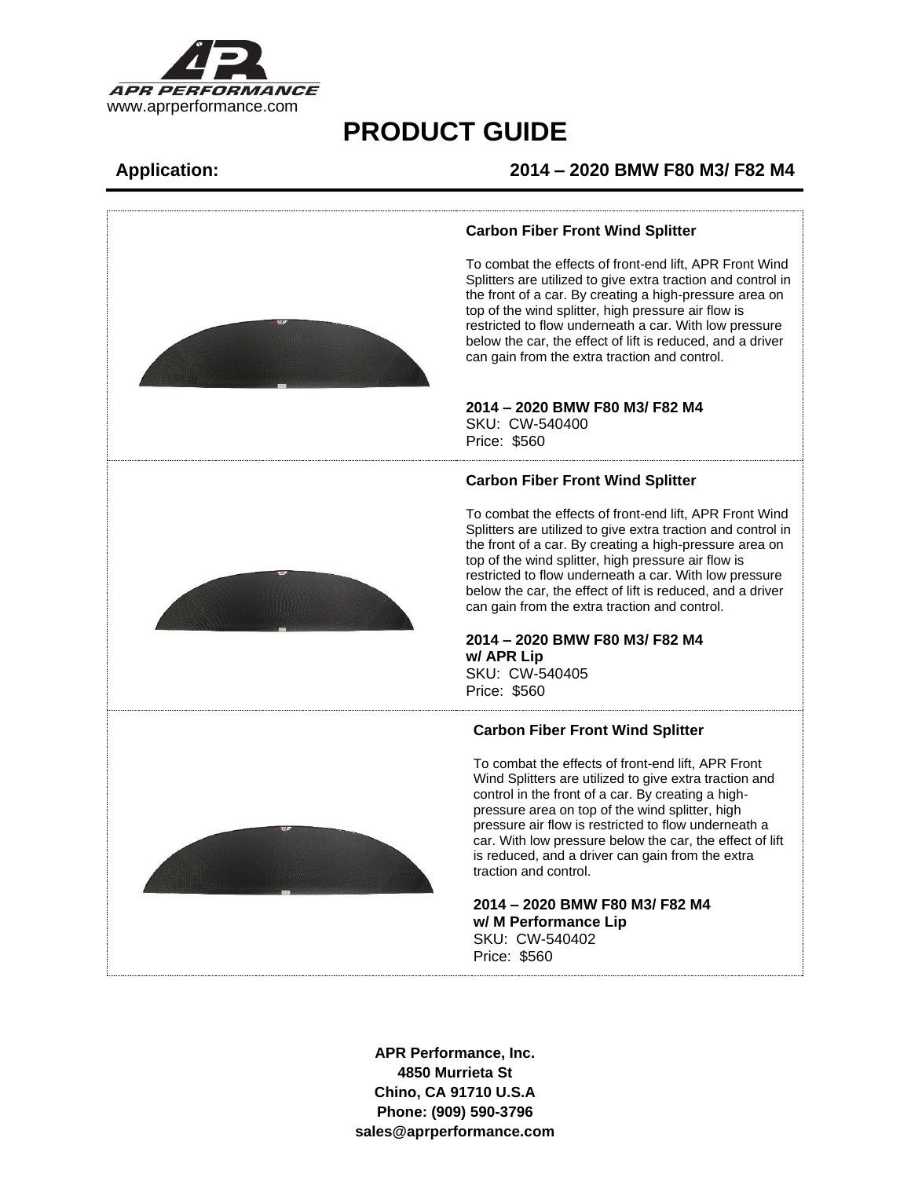www.aprperformance.com

# PRODUCT GUIDE

**Application:** **2014 – 2020 BMW F80 M3/ F82 M4**

---

### Carbon Fiber Front Wind Splitter

To combat the effects of front-end lift, APR Front Wind Splitters are utilized to give extra traction and control in the front of a car. By creating a high-pressure area on top of the wind splitter, high pressure air flow is restricted to flow underneath a car. With low pressure below the car, the effect of lift is reduced, and a driver can gain from the extra traction and control.

**2014 – 2020 BMW F80 M3/ F82 M4**
SKU: CW-540400
Price: $560

---

### Carbon Fiber Front Wind Splitter

To combat the effects of front-end lift, APR Front Wind Splitters are utilized to give extra traction and control in the front of a car. By creating a high-pressure area on top of the wind splitter, high pressure air flow is restricted to flow underneath a car. With low pressure below the car, the effect of lift is reduced, and a driver can gain from the extra traction and control.

**2014 – 2020 BMW F80 M3/ F82 M4**
**w/ APR Lip**
SKU: CW-540405
Price: $560

---

### Carbon Fiber Front Wind Splitter

To combat the effects of front-end lift, APR Front Wind Splitters are utilized to give extra traction and control in the front of a car. By creating a high-pressure area on top of the wind splitter, high pressure air flow is restricted to flow underneath a car. With low pressure below the car, the effect of lift is reduced, and a driver can gain from the extra traction and control.

**2014 – 2020 BMW F80 M3/ F82 M4**
**w/ M Performance Lip**
SKU: CW-540402
Price: $560

---

**APR Performance, Inc.**
**4850 Murrieta St**
**Chino, CA 91710 U.S.A**
**Phone: (909) 590-3796**
**sales@aprperformance.com**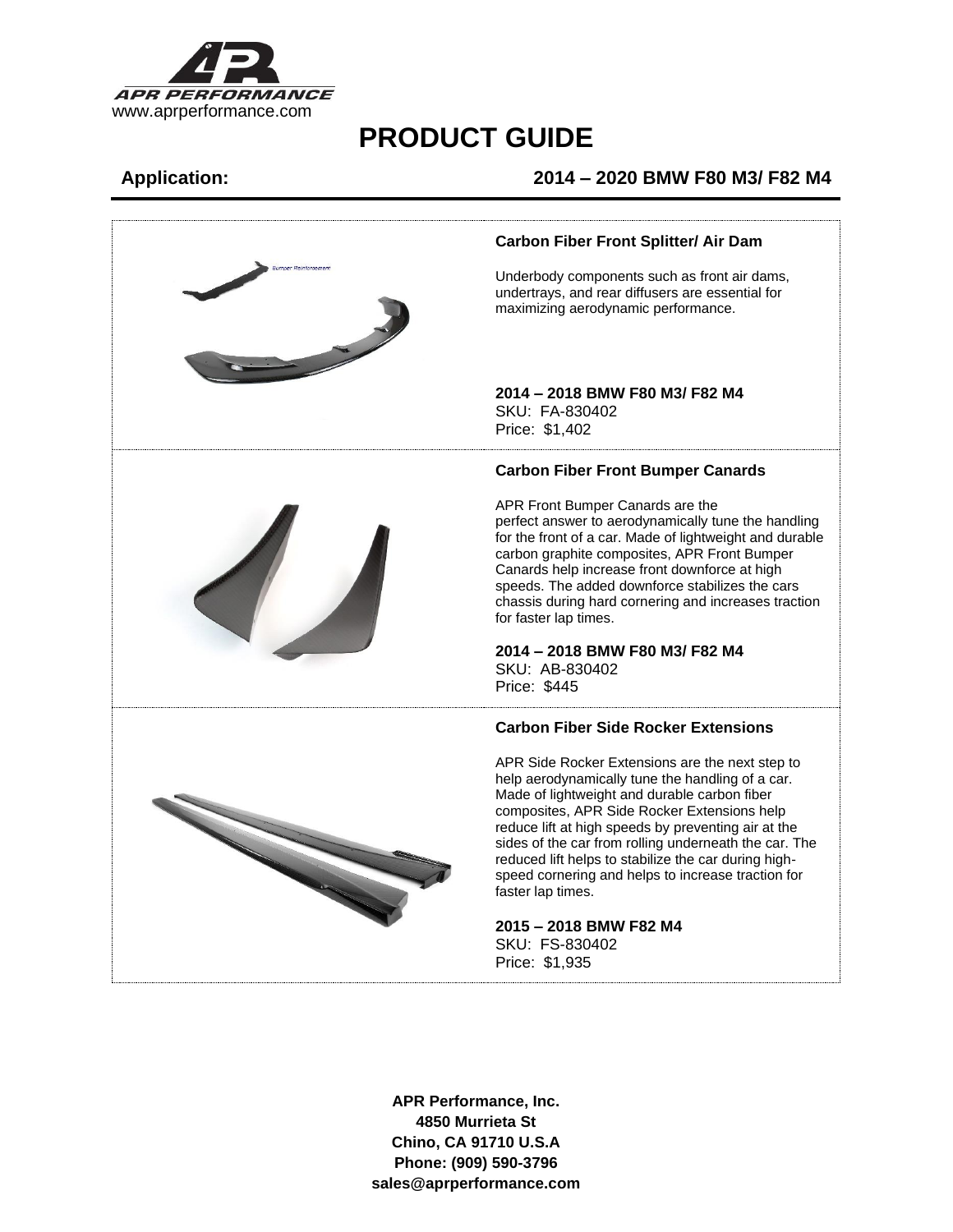# PRODUCT GUIDE

**Application:** **2014 – 2020 BMW F80 M3/ F82 M4**

### Carbon Fiber Front Splitter/ Air Dam

Underbody components such as front air dams, undertrays, and rear diffusers are essential for maximizing aerodynamic performance.

**2014 – 2018 BMW F80 M3/ F82 M4**
SKU: FA-830402
Price: $1,402

### Carbon Fiber Front Bumper Canards

APR Front Bumper Canards are the perfect answer to aerodynamically tune the handling for the front of a car. Made of lightweight and durable carbon graphite composites, APR Front Bumper Canards help increase front downforce at high speeds. The added downforce stabilizes the cars chassis during hard cornering and increases traction for faster lap times.

**2014 – 2018 BMW F80 M3/ F82 M4**
SKU: AB-830402
Price: $445

### Carbon Fiber Side Rocker Extensions

APR Side Rocker Extensions are the next step to help aerodynamically tune the handling of a car. Made of lightweight and durable carbon fiber composites, APR Side Rocker Extensions help reduce lift at high speeds by preventing air at the sides of the car from rolling underneath the car. The reduced lift helps to stabilize the car during high-speed cornering and helps to increase traction for faster lap times.

**2015 – 2018 BMW F82 M4**
SKU: FS-830402
Price: $1,935

**APR Performance, Inc.**
**4850 Murrieta St**
**Chino, CA 91710 U.S.A**
**Phone: (909) 590-3796**
**sales@aprperformance.com**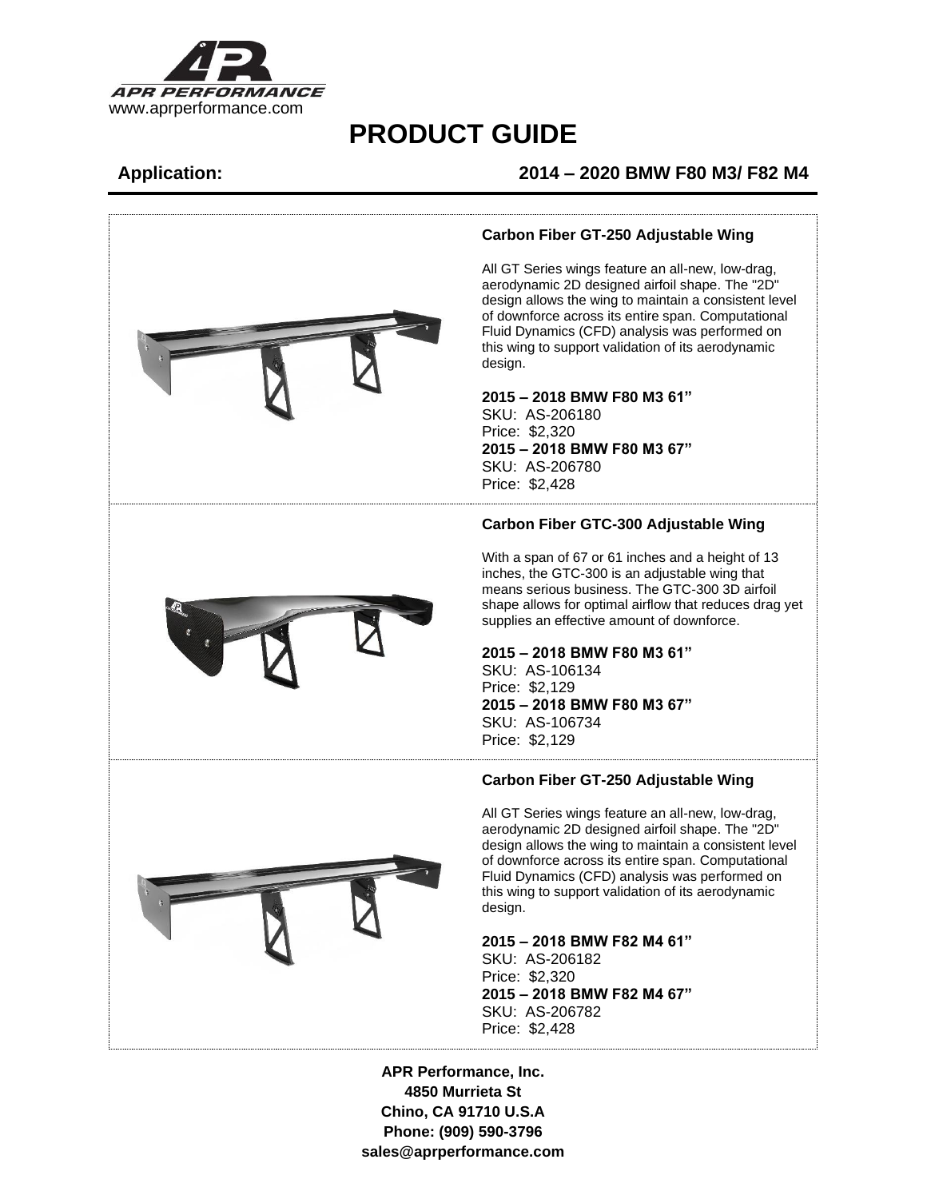# PRODUCT GUIDE

**Application:** **2014 – 2020 BMW F80 M3/ F82 M4**

### Carbon Fiber GT-250 Adjustable Wing

All GT Series wings feature an all-new, low-drag, aerodynamic 2D designed airfoil shape. The "2D" design allows the wing to maintain a consistent level of downforce across its entire span. Computational Fluid Dynamics (CFD) analysis was performed on this wing to support validation of its aerodynamic design.

**2015 – 2018 BMW F80 M3 61"**
SKU: AS-206180
Price: $2,320
**2015 – 2018 BMW F80 M3 67"**
SKU: AS-206780
Price: $2,428

### Carbon Fiber GTC-300 Adjustable Wing

With a span of 67 or 61 inches and a height of 13 inches, the GTC-300 is an adjustable wing that means serious business. The GTC-300 3D airfoil shape allows for optimal airflow that reduces drag yet supplies an effective amount of downforce.

**2015 – 2018 BMW F80 M3 61"**
SKU: AS-106134
Price: $2,129
**2015 – 2018 BMW F80 M3 67"**
SKU: AS-106734
Price: $2,129

### Carbon Fiber GT-250 Adjustable Wing

All GT Series wings feature an all-new, low-drag, aerodynamic 2D designed airfoil shape. The "2D" design allows the wing to maintain a consistent level of downforce across its entire span. Computational Fluid Dynamics (CFD) analysis was performed on this wing to support validation of its aerodynamic design.

**2015 – 2018 BMW F82 M4 61"**
SKU: AS-206182
Price: $2,320
**2015 – 2018 BMW F82 M4 67"**
SKU: AS-206782
Price: $2,428

**APR Performance, Inc.**
**4850 Murrieta St**
**Chino, CA 91710 U.S.A**
**Phone: (909) 590-3796**
**sales@aprperformance.com**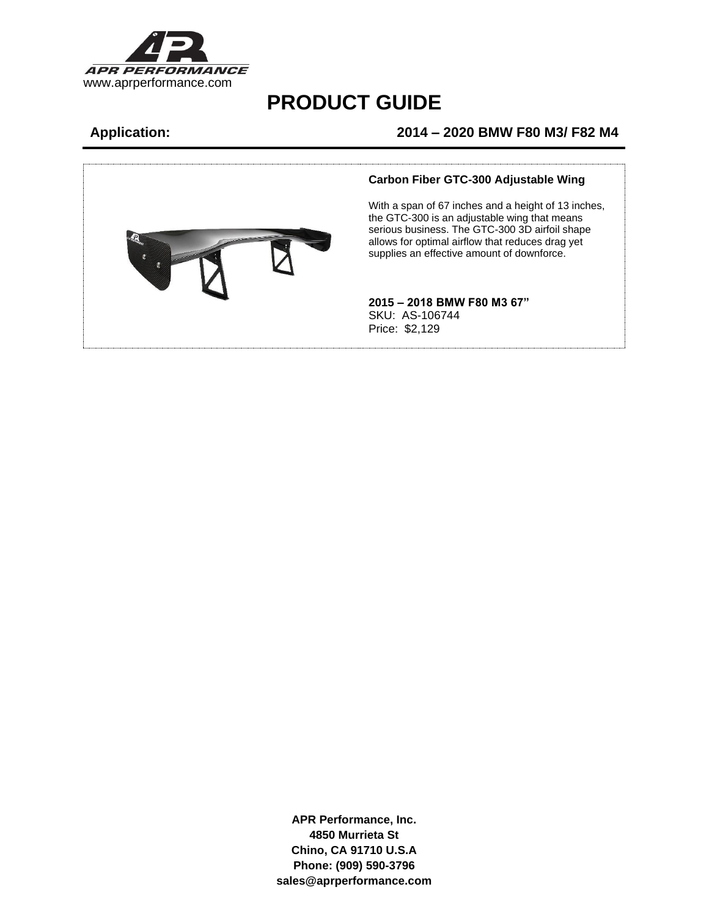APR PERFORMANCE
www.aprperformance.com

# PRODUCT GUIDE

**Application:** **2014 – 2020 BMW F80 M3/ F82 M4**

### Carbon Fiber GTC-300 Adjustable Wing

With a span of 67 inches and a height of 13 inches, the GTC-300 is an adjustable wing that means serious business. The GTC-300 3D airfoil shape allows for optimal airflow that reduces drag yet supplies an effective amount of downforce.

**2015 – 2018 BMW F80 M3 67"**
SKU: AS-106744
Price: $2,129

**APR Performance, Inc.**
**4850 Murrieta St**
**Chino, CA 91710 U.S.A**
**Phone: (909) 590-3796**
**sales@aprperformance.com**